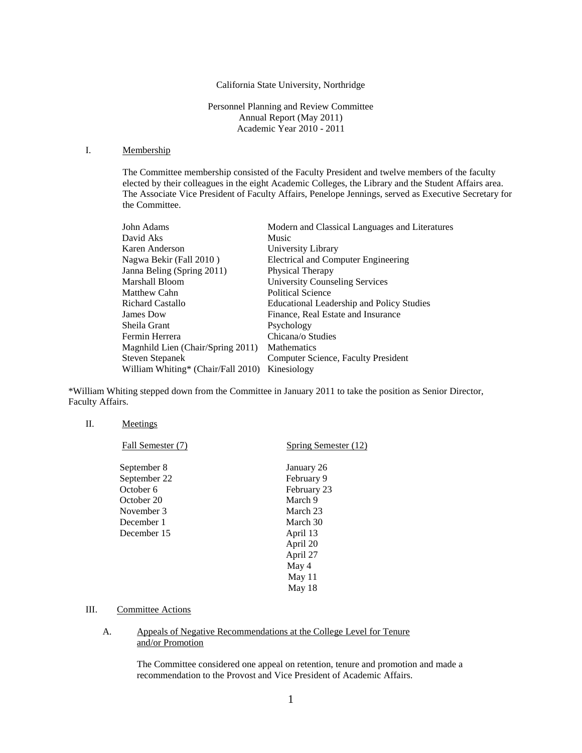California State University, Northridge

Personnel Planning and Review Committee
Annual Report (May 2011)
Academic Year 2010 - 2011

## I. Membership

The Committee membership consisted of the Faculty President and twelve members of the faculty elected by their colleagues in the eight Academic Colleges, the Library and the Student Affairs area. The Associate Vice President of Faculty Affairs, Penelope Jennings, served as Executive Secretary for the Committee.

| | |
|---|---|
| John Adams | Modern and Classical Languages and Literatures |
| David Aks | Music |
| Karen Anderson | University Library |
| Nagwa Bekir (Fall 2010 ) | Electrical and Computer Engineering |
| Janna Beling (Spring 2011) | Physical Therapy |
| Marshall Bloom | University Counseling Services |
| Matthew Cahn | Political Science |
| Richard Castallo | Educational Leadership and Policy Studies |
| James Dow | Finance, Real Estate and Insurance |
| Sheila Grant | Psychology |
| Fermin Herrera | Chicana/o Studies |
| Magnhild Lien (Chair/Spring 2011) | Mathematics |
| Steven Stepanek | Computer Science, Faculty President |
| William Whiting* (Chair/Fall 2010) | Kinesiology |

*William Whiting stepped down from the Committee in January 2011 to take the position as Senior Director, Faculty Affairs.

## II. Meetings

| Fall Semester (7) | Spring Semester (12) |
|---|---|
| September 8 | January 26 |
| September 22 | February 9 |
| October 6 | February 23 |
| October 20 | March 9 |
| November 3 | March 23 |
| December 1 | March 30 |
| December 15 | April 13 |
| | April 20 |
| | April 27 |
| | May 4 |
| | May 11 |
| | May 18 |

## III. Committee Actions

### A. Appeals of Negative Recommendations at the College Level for Tenure and/or Promotion

The Committee considered one appeal on retention, tenure and promotion and made a recommendation to the Provost and Vice President of Academic Affairs.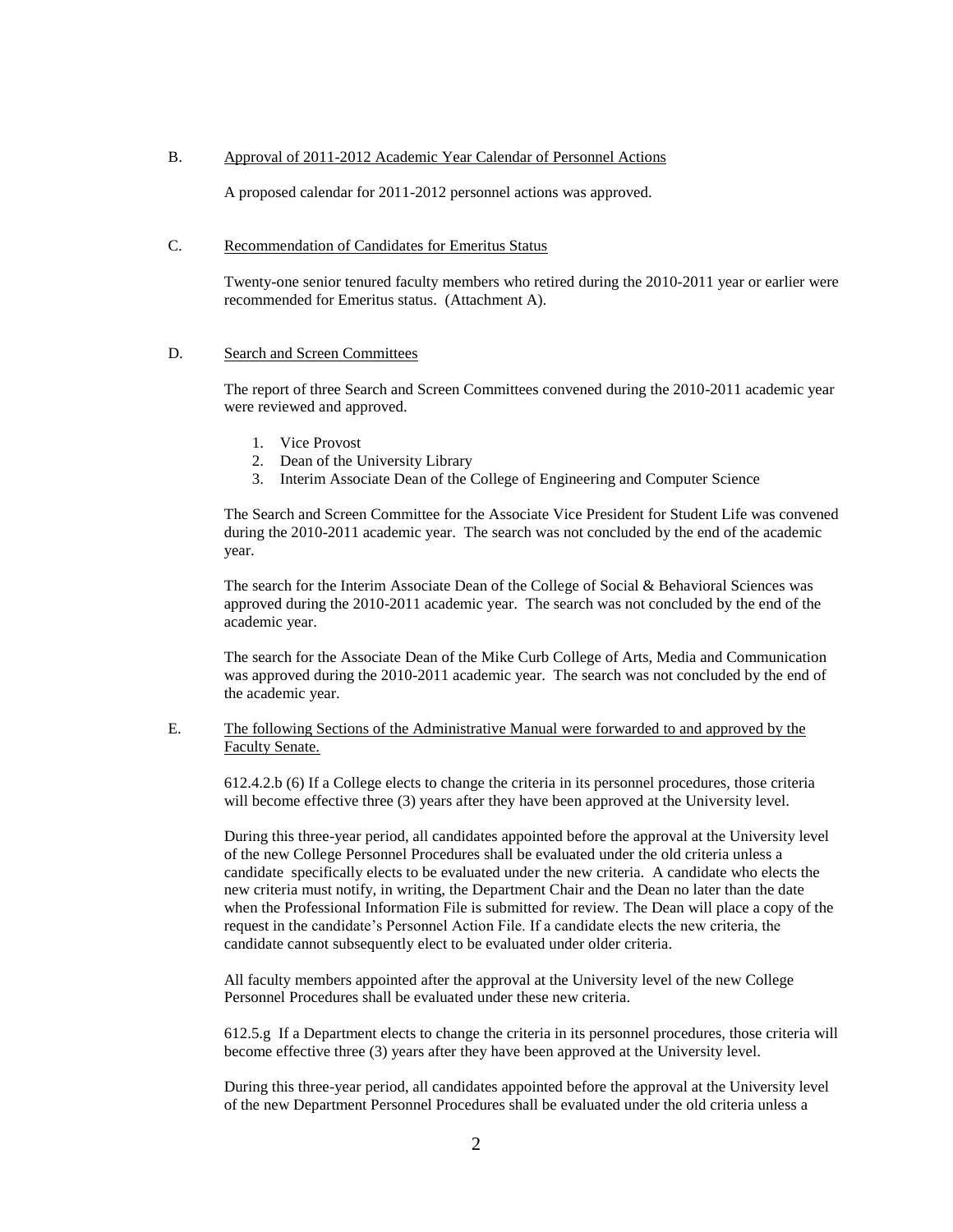B. Approval of 2011-2012 Academic Year Calendar of Personnel Actions

A proposed calendar for 2011-2012 personnel actions was approved.

C. Recommendation of Candidates for Emeritus Status

Twenty-one senior tenured faculty members who retired during the 2010-2011 year or earlier were recommended for Emeritus status. (Attachment A).

D. Search and Screen Committees

The report of three Search and Screen Committees convened during the 2010-2011 academic year were reviewed and approved.

1. Vice Provost
2. Dean of the University Library
3. Interim Associate Dean of the College of Engineering and Computer Science

The Search and Screen Committee for the Associate Vice President for Student Life was convened during the 2010-2011 academic year. The search was not concluded by the end of the academic year.

The search for the Interim Associate Dean of the College of Social & Behavioral Sciences was approved during the 2010-2011 academic year. The search was not concluded by the end of the academic year.

The search for the Associate Dean of the Mike Curb College of Arts, Media and Communication was approved during the 2010-2011 academic year. The search was not concluded by the end of the academic year.

E. The following Sections of the Administrative Manual were forwarded to and approved by the Faculty Senate.

612.4.2.b (6) If a College elects to change the criteria in its personnel procedures, those criteria will become effective three (3) years after they have been approved at the University level.

During this three-year period, all candidates appointed before the approval at the University level of the new College Personnel Procedures shall be evaluated under the old criteria unless a candidate specifically elects to be evaluated under the new criteria. A candidate who elects the new criteria must notify, in writing, the Department Chair and the Dean no later than the date when the Professional Information File is submitted for review. The Dean will place a copy of the request in the candidate's Personnel Action File. If a candidate elects the new criteria, the candidate cannot subsequently elect to be evaluated under older criteria.

All faculty members appointed after the approval at the University level of the new College Personnel Procedures shall be evaluated under these new criteria.

612.5.g If a Department elects to change the criteria in its personnel procedures, those criteria will become effective three (3) years after they have been approved at the University level.

During this three-year period, all candidates appointed before the approval at the University level of the new Department Personnel Procedures shall be evaluated under the old criteria unless a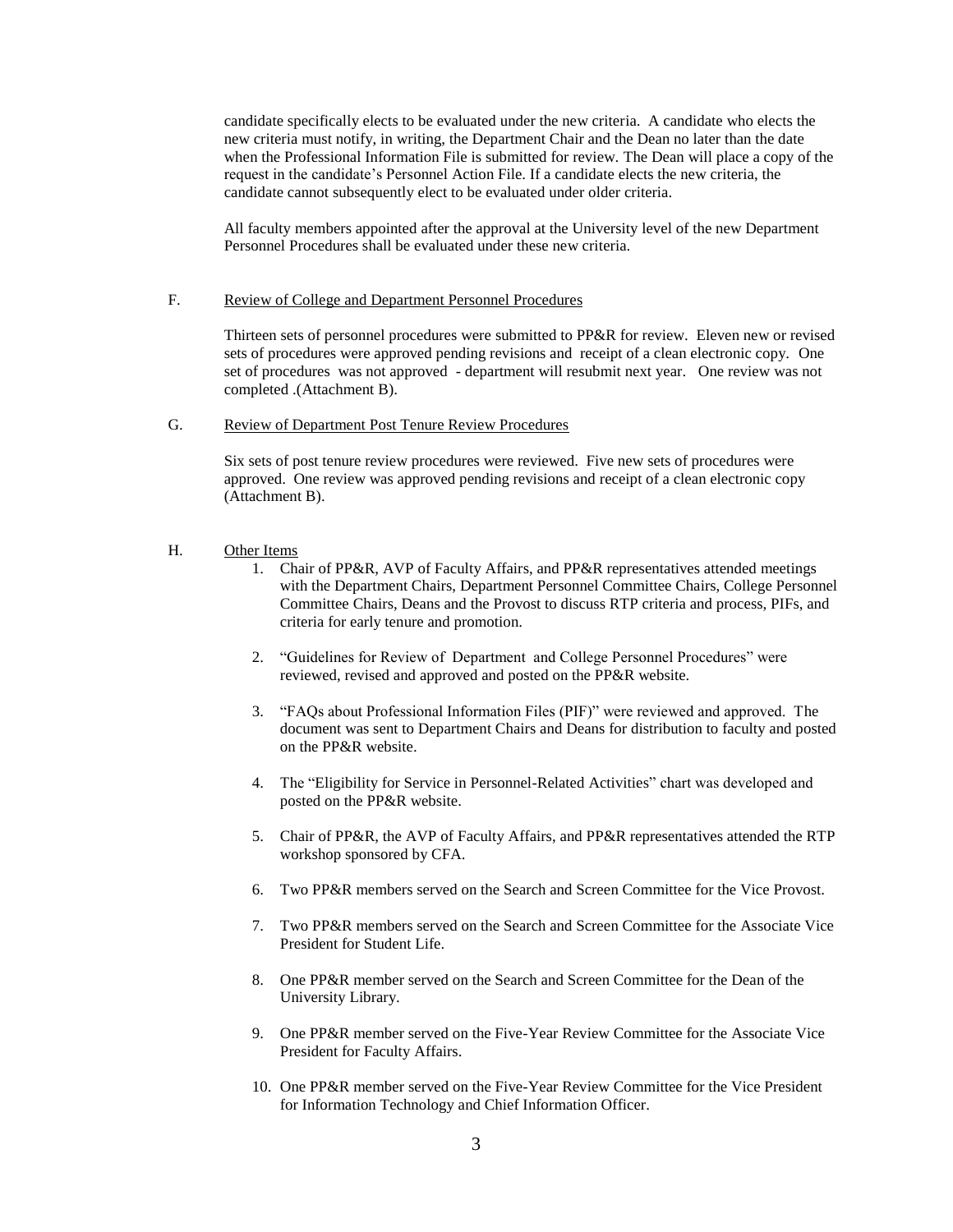candidate specifically elects to be evaluated under the new criteria. A candidate who elects the new criteria must notify, in writing, the Department Chair and the Dean no later than the date when the Professional Information File is submitted for review. The Dean will place a copy of the request in the candidate's Personnel Action File. If a candidate elects the new criteria, the candidate cannot subsequently elect to be evaluated under older criteria.

All faculty members appointed after the approval at the University level of the new Department Personnel Procedures shall be evaluated under these new criteria.

F. Review of College and Department Personnel Procedures

Thirteen sets of personnel procedures were submitted to PP&R for review. Eleven new or revised sets of procedures were approved pending revisions and receipt of a clean electronic copy. One set of procedures was not approved - department will resubmit next year. One review was not completed .(Attachment B).

G. Review of Department Post Tenure Review Procedures

Six sets of post tenure review procedures were reviewed. Five new sets of procedures were approved. One review was approved pending revisions and receipt of a clean electronic copy (Attachment B).

H. Other Items

1. Chair of PP&R, AVP of Faculty Affairs, and PP&R representatives attended meetings with the Department Chairs, Department Personnel Committee Chairs, College Personnel Committee Chairs, Deans and the Provost to discuss RTP criteria and process, PIFs, and criteria for early tenure and promotion.

2. "Guidelines for Review of Department and College Personnel Procedures" were reviewed, revised and approved and posted on the PP&R website.

3. "FAQs about Professional Information Files (PIF)" were reviewed and approved. The document was sent to Department Chairs and Deans for distribution to faculty and posted on the PP&R website.

4. The "Eligibility for Service in Personnel-Related Activities" chart was developed and posted on the PP&R website.

5. Chair of PP&R, the AVP of Faculty Affairs, and PP&R representatives attended the RTP workshop sponsored by CFA.

6. Two PP&R members served on the Search and Screen Committee for the Vice Provost.

7. Two PP&R members served on the Search and Screen Committee for the Associate Vice President for Student Life.

8. One PP&R member served on the Search and Screen Committee for the Dean of the University Library.

9. One PP&R member served on the Five-Year Review Committee for the Associate Vice President for Faculty Affairs.

10. One PP&R member served on the Five-Year Review Committee for the Vice President for Information Technology and Chief Information Officer.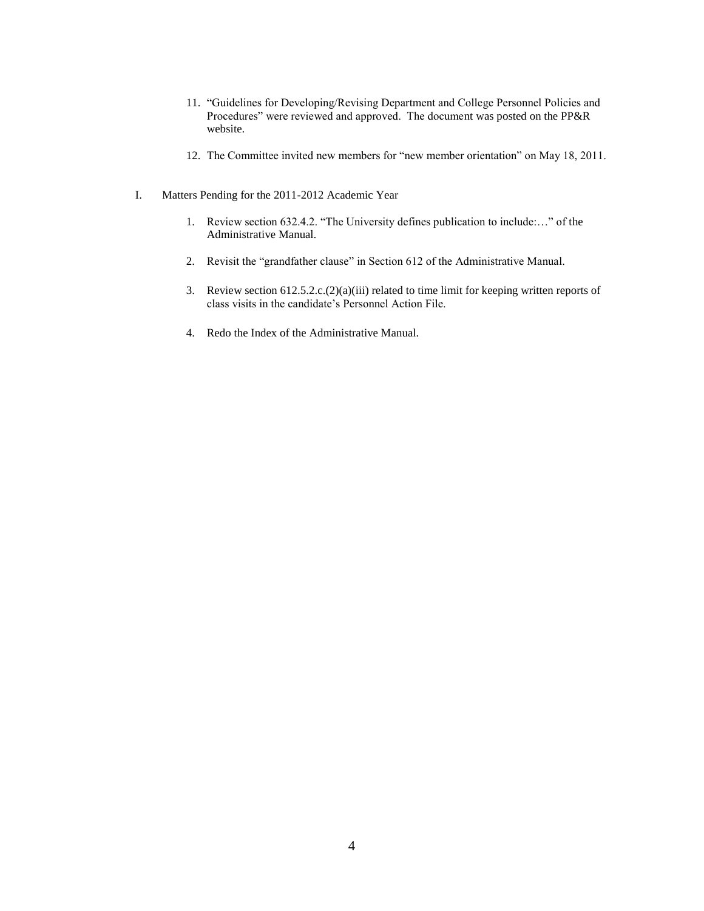11. "Guidelines for Developing/Revising Department and College Personnel Policies and Procedures" were reviewed and approved. The document was posted on the PP&R website.

12. The Committee invited new members for "new member orientation" on May 18, 2011.

I. Matters Pending for the 2011-2012 Academic Year

1. Review section 632.4.2. "The University defines publication to include:…" of the Administrative Manual.

2. Revisit the "grandfather clause" in Section 612 of the Administrative Manual.

3. Review section 612.5.2.c.(2)(a)(iii) related to time limit for keeping written reports of class visits in the candidate's Personnel Action File.

4. Redo the Index of the Administrative Manual.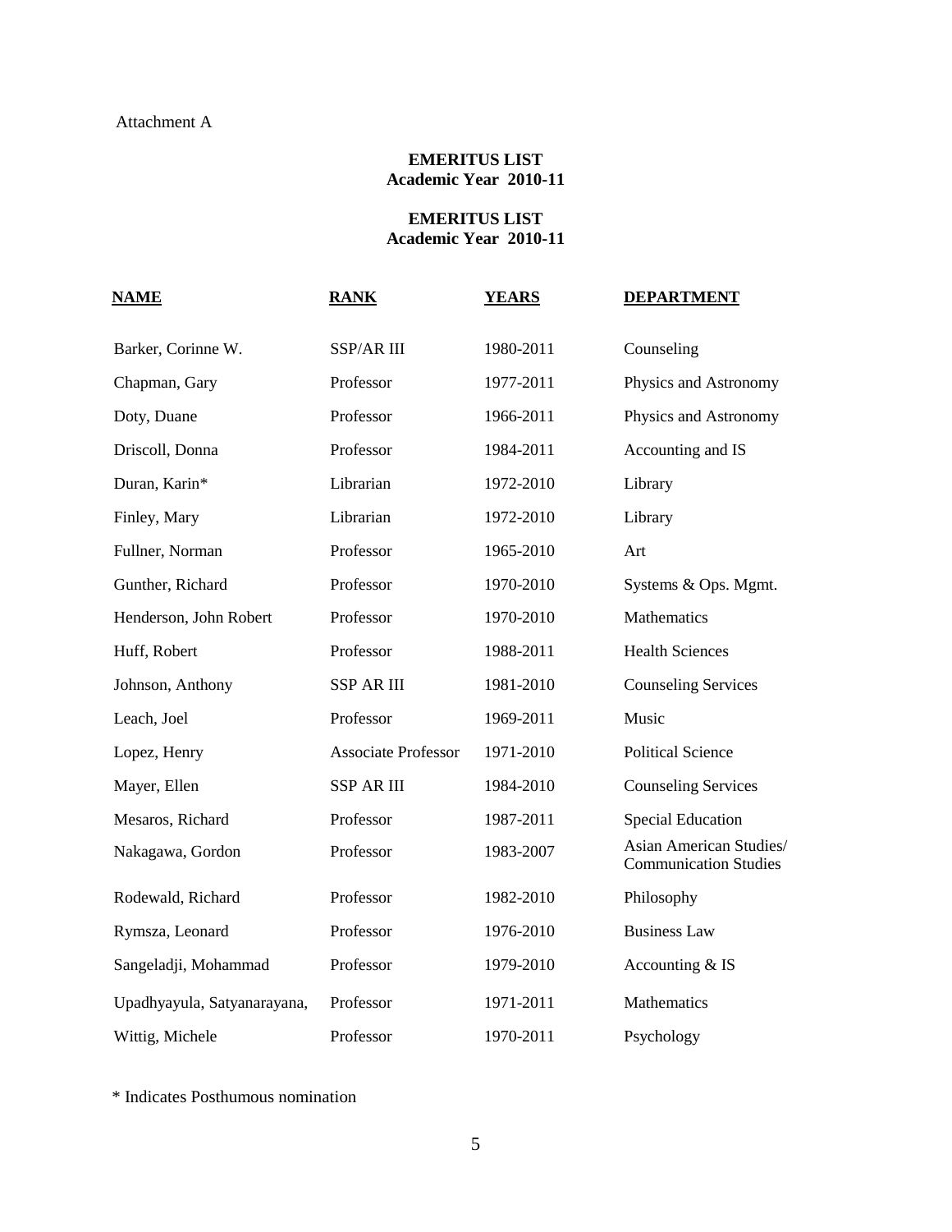Attachment A

**EMERITUS LIST**
**Academic Year 2010-11**

**EMERITUS LIST**
**Academic Year 2010-11**

| NAME | RANK | YEARS | DEPARTMENT |
|---|---|---|---|
| Barker, Corinne W. | SSP/AR III | 1980-2011 | Counseling |
| Chapman, Gary | Professor | 1977-2011 | Physics and Astronomy |
| Doty, Duane | Professor | 1966-2011 | Physics and Astronomy |
| Driscoll, Donna | Professor | 1984-2011 | Accounting and IS |
| Duran, Karin* | Librarian | 1972-2010 | Library |
| Finley, Mary | Librarian | 1972-2010 | Library |
| Fullner, Norman | Professor | 1965-2010 | Art |
| Gunther, Richard | Professor | 1970-2010 | Systems & Ops. Mgmt. |
| Henderson, John Robert | Professor | 1970-2010 | Mathematics |
| Huff, Robert | Professor | 1988-2011 | Health Sciences |
| Johnson, Anthony | SSP AR III | 1981-2010 | Counseling Services |
| Leach, Joel | Professor | 1969-2011 | Music |
| Lopez, Henry | Associate Professor | 1971-2010 | Political Science |
| Mayer, Ellen | SSP AR III | 1984-2010 | Counseling Services |
| Mesaros, Richard | Professor | 1987-2011 | Special Education |
| Nakagawa, Gordon | Professor | 1983-2007 | Asian American Studies/ Communication Studies |
| Rodewald, Richard | Professor | 1982-2010 | Philosophy |
| Rymsza, Leonard | Professor | 1976-2010 | Business Law |
| Sangeladji, Mohammad | Professor | 1979-2010 | Accounting & IS |
| Upadhyayula, Satyanarayana, | Professor | 1971-2011 | Mathematics |
| Wittig, Michele | Professor | 1970-2011 | Psychology |

\* Indicates Posthumous nomination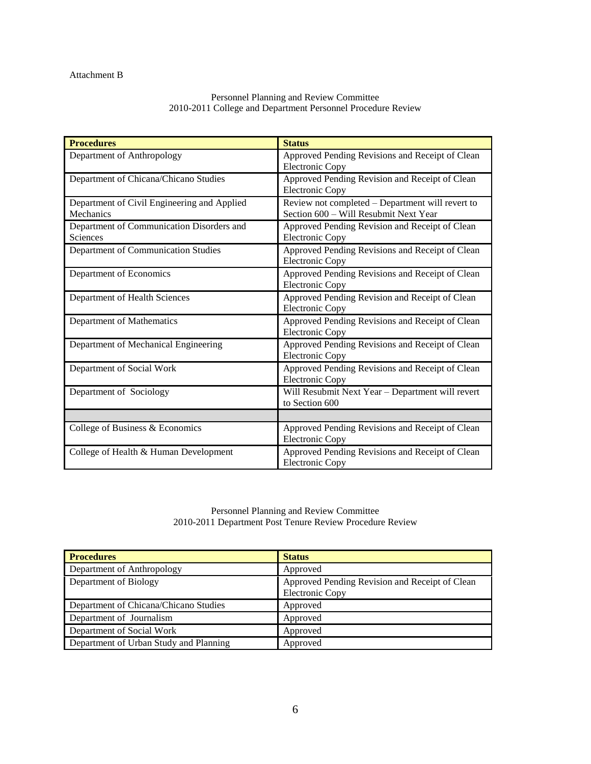Attachment B

Personnel Planning and Review Committee
2010-2011 College and Department Personnel Procedure Review

| Procedures | Status |
|---|---|
| Department of Anthropology | Approved Pending Revisions and Receipt of Clean Electronic Copy |
| Department of Chicana/Chicano Studies | Approved Pending Revision and Receipt of Clean Electronic Copy |
| Department of Civil Engineering and Applied Mechanics | Review not completed – Department will revert to Section 600 – Will Resubmit Next Year |
| Department of Communication Disorders and Sciences | Approved Pending Revision and Receipt of Clean Electronic Copy |
| Department of Communication Studies | Approved Pending Revisions and Receipt of Clean Electronic Copy |
| Department of Economics | Approved Pending Revisions and Receipt of Clean Electronic Copy |
| Department of Health Sciences | Approved Pending Revision and Receipt of Clean Electronic Copy |
| Department of Mathematics | Approved Pending Revisions and Receipt of Clean Electronic Copy |
| Department of Mechanical Engineering | Approved Pending Revisions and Receipt of Clean Electronic Copy |
| Department of Social Work | Approved Pending Revisions and Receipt of Clean Electronic Copy |
| Department of Sociology | Will Resubmit Next Year – Department will revert to Section 600 |
| | |
| College of Business & Economics | Approved Pending Revisions and Receipt of Clean Electronic Copy |
| College of Health & Human Development | Approved Pending Revisions and Receipt of Clean Electronic Copy |

Personnel Planning and Review Committee
2010-2011 Department Post Tenure Review Procedure Review

| Procedures | Status |
|---|---|
| Department of Anthropology | Approved |
| Department of Biology | Approved Pending Revision and Receipt of Clean Electronic Copy |
| Department of Chicana/Chicano Studies | Approved |
| Department of Journalism | Approved |
| Department of Social Work | Approved |
| Department of Urban Study and Planning | Approved |